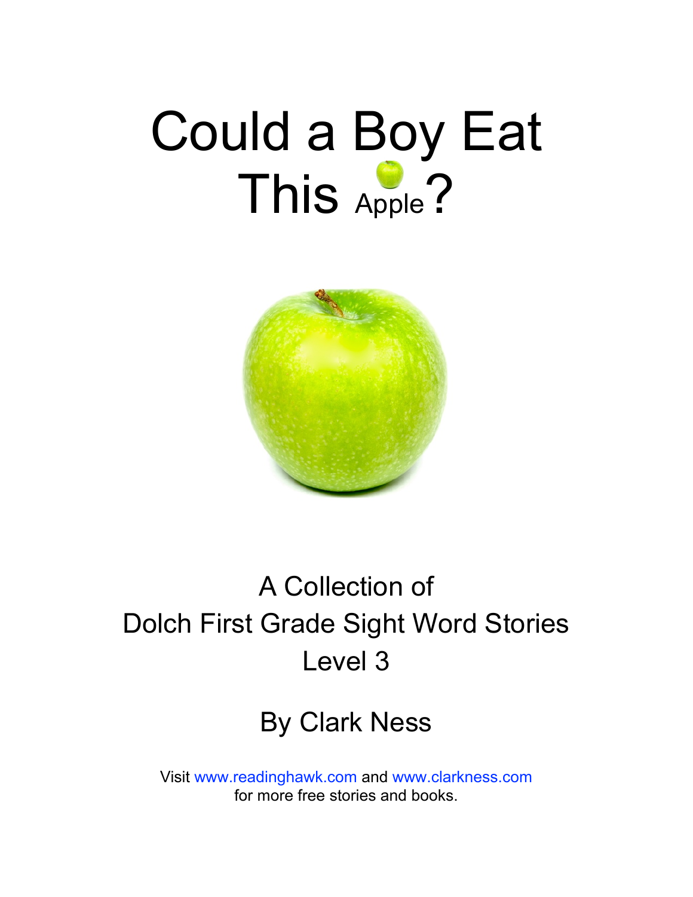# Could a Boy Eat This Apple?

A Collection of
Dolch First Grade Sight Word Stories
Level 3

By Clark Ness

Visit www.readinghawk.com and www.clarkness.com
for more free stories and books.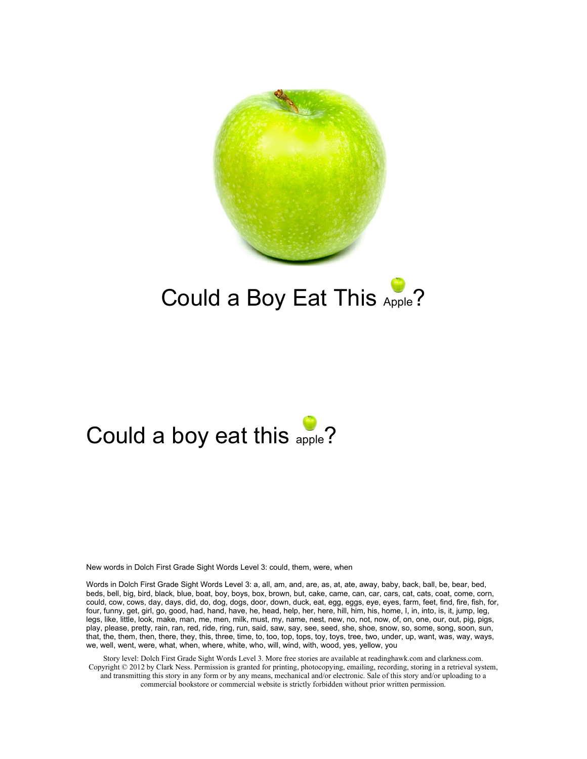# Could a Boy Eat This Apple?

Could a boy eat this apple?

New words in Dolch First Grade Sight Words Level 3: could, them, were, when

Words in Dolch First Grade Sight Words Level 3: a, all, am, and, are, as, at, ate, away, baby, back, ball, be, bear, bed, beds, bell, big, bird, black, blue, boat, boy, boys, box, brown, but, cake, came, can, car, cars, cat, cats, coat, come, corn, could, cow, cows, day, days, did, do, dog, dogs, door, down, duck, eat, egg, eggs, eye, eyes, farm, feet, find, fire, fish, for, four, funny, get, girl, go, good, had, hand, have, he, head, help, her, here, hill, him, his, home, I, in, into, is, it, jump, leg, legs, like, little, look, make, man, me, men, milk, must, my, name, nest, new, no, not, now, of, on, one, our, out, pig, pigs, play, please, pretty, rain, ran, red, ride, ring, run, said, saw, say, see, seed, she, shoe, snow, so, some, song, soon, sun, that, the, them, then, there, they, this, three, time, to, too, top, tops, toy, toys, tree, two, under, up, want, was, way, ways, we, well, went, were, what, when, where, white, who, will, wind, with, wood, yes, yellow, you

Story level: Dolch First Grade Sight Words Level 3. More free stories are available at readinghawk.com and clarkness.com. Copyright © 2012 by Clark Ness. Permission is granted for printing, photocopying, emailing, recording, storing in a retrieval system, and transmitting this story in any form or by any means, mechanical and/or electronic. Sale of this story and/or uploading to a commercial bookstore or commercial website is strictly forbidden without prior written permission.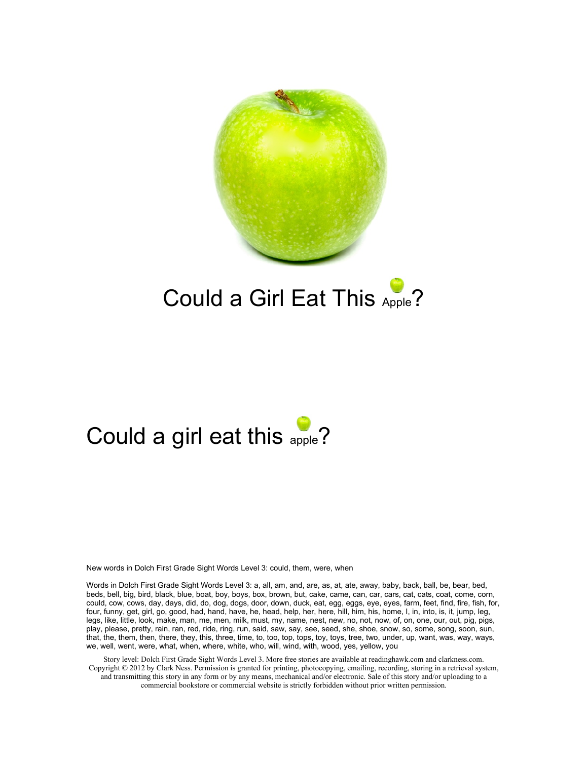# Could a Girl Eat This Apple?

Could a girl eat this apple?

New words in Dolch First Grade Sight Words Level 3: could, them, were, when

Words in Dolch First Grade Sight Words Level 3: a, all, am, and, are, as, at, ate, away, baby, back, ball, be, bear, bed, beds, bell, big, bird, black, blue, boat, boy, boys, box, brown, but, cake, came, can, car, cars, cat, cats, coat, come, corn, could, cow, cows, day, days, did, do, dog, dogs, door, down, duck, eat, egg, eggs, eye, eyes, farm, feet, find, fire, fish, for, four, funny, get, girl, go, good, had, hand, have, he, head, help, her, here, hill, him, his, home, I, in, into, is, it, jump, leg, legs, like, little, look, make, man, me, men, milk, must, my, name, nest, new, no, not, now, of, on, one, our, out, pig, pigs, play, please, pretty, rain, ran, red, ride, ring, run, said, saw, say, see, seed, she, shoe, snow, so, some, song, soon, sun, that, the, them, then, there, they, this, three, time, to, too, top, tops, toy, toys, tree, two, under, up, want, was, way, ways, we, well, went, were, what, when, where, white, who, will, wind, with, wood, yes, yellow, you

Story level: Dolch First Grade Sight Words Level 3. More free stories are available at readinghawk.com and clarkness.com. Copyright © 2012 by Clark Ness. Permission is granted for printing, photocopying, emailing, recording, storing in a retrieval system, and transmitting this story in any form or by any means, mechanical and/or electronic. Sale of this story and/or uploading to a commercial bookstore or commercial website is strictly forbidden without prior written permission.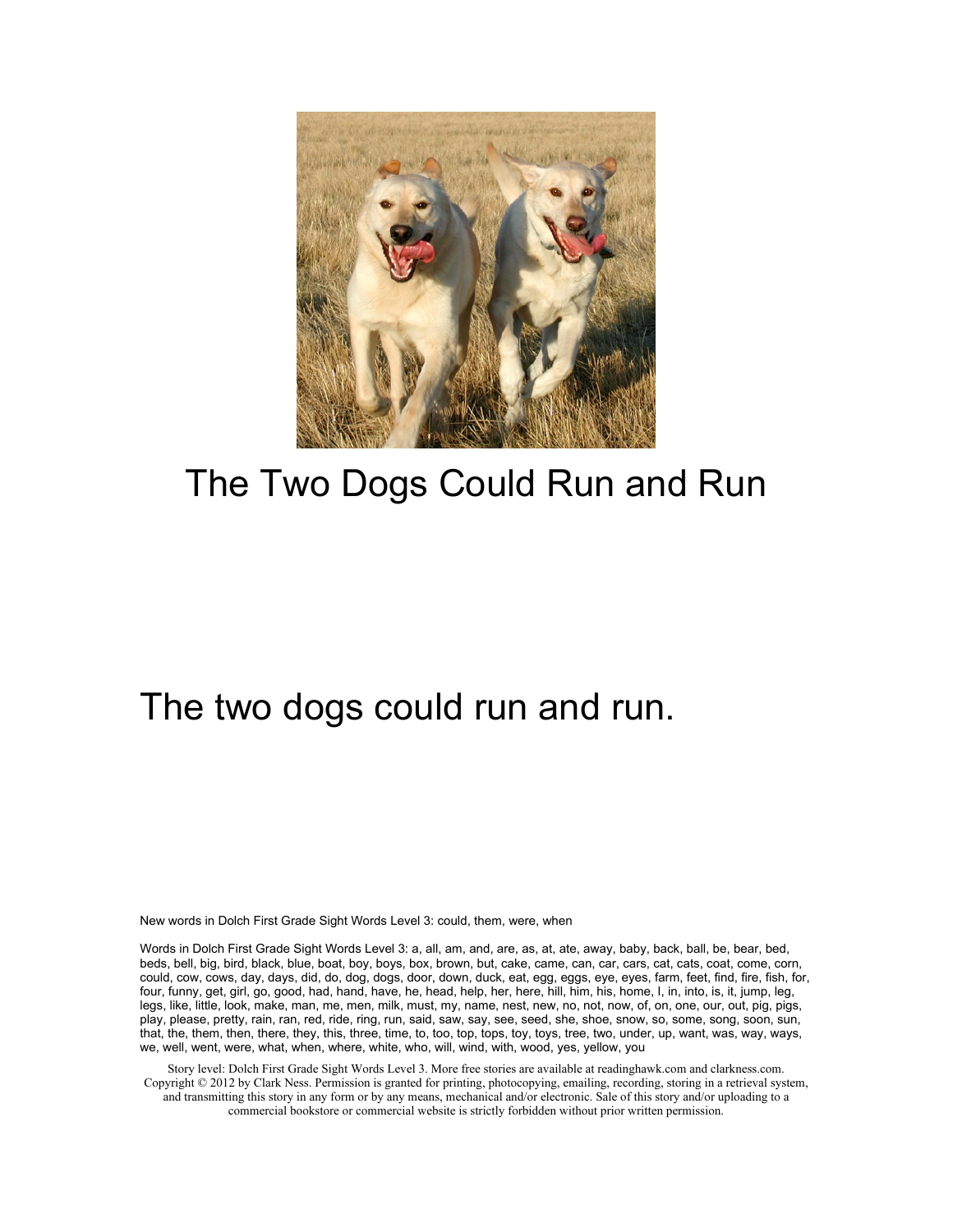# The Two Dogs Could Run and Run

The two dogs could run and run.

New words in Dolch First Grade Sight Words Level 3: could, them, were, when

Words in Dolch First Grade Sight Words Level 3: a, all, am, and, are, as, at, ate, away, baby, back, ball, be, bear, bed, beds, bell, big, bird, black, blue, boat, boy, boys, box, brown, but, cake, came, can, car, cars, cat, cats, coat, come, corn, could, cow, cows, day, days, did, do, dog, dogs, door, down, duck, eat, egg, eggs, eye, eyes, farm, feet, find, fire, fish, for, four, funny, get, girl, go, good, had, hand, have, he, head, help, her, here, hill, him, his, home, I, in, into, is, it, jump, leg, legs, like, little, look, make, man, me, men, milk, must, my, name, nest, new, no, not, now, of, on, one, our, out, pig, pigs, play, please, pretty, rain, ran, red, ride, ring, run, said, saw, say, see, seed, she, shoe, snow, so, some, song, soon, sun, that, the, them, then, there, they, this, three, time, to, too, top, tops, toy, toys, tree, two, under, up, want, was, way, ways, we, well, went, were, what, when, where, white, who, will, wind, with, wood, yes, yellow, you

Story level: Dolch First Grade Sight Words Level 3. More free stories are available at readinghawk.com and clarkness.com. Copyright © 2012 by Clark Ness. Permission is granted for printing, photocopying, emailing, recording, storing in a retrieval system, and transmitting this story in any form or by any means, mechanical and/or electronic. Sale of this story and/or uploading to a commercial bookstore or commercial website is strictly forbidden without prior written permission.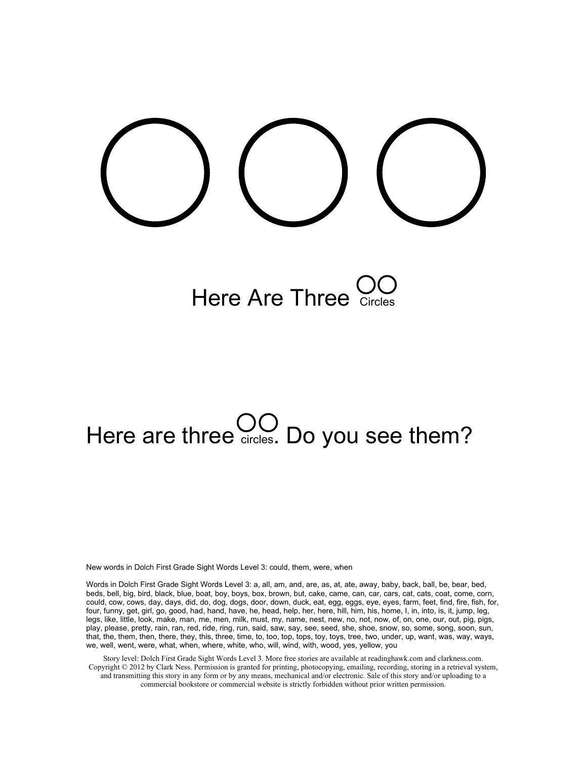# Here Are Three Circles

Here are three circles. Do you see them?

New words in Dolch First Grade Sight Words Level 3: could, them, were, when

Words in Dolch First Grade Sight Words Level 3: a, all, am, and, are, as, at, ate, away, baby, back, ball, be, bear, bed, beds, bell, big, bird, black, blue, boat, boy, boys, box, brown, but, cake, came, can, car, cars, cat, cats, coat, come, corn, could, cow, cows, day, days, did, do, dog, dogs, door, down, duck, eat, egg, eggs, eye, eyes, farm, feet, find, fire, fish, for, four, funny, get, girl, go, good, had, hand, have, he, head, help, her, here, hill, him, his, home, I, in, into, is, it, jump, leg, legs, like, little, look, make, man, me, men, milk, must, my, name, nest, new, no, not, now, of, on, one, our, out, pig, pigs, play, please, pretty, rain, ran, red, ride, ring, run, said, saw, say, see, seed, she, shoe, snow, so, some, song, soon, sun, that, the, them, then, there, they, this, three, time, to, too, top, tops, toy, toys, tree, two, under, up, want, was, way, ways, we, well, went, were, what, when, where, white, who, will, wind, with, wood, yes, yellow, you

Story level: Dolch First Grade Sight Words Level 3. More free stories are available at readinghawk.com and clarkness.com. Copyright © 2012 by Clark Ness. Permission is granted for printing, photocopying, emailing, recording, storing in a retrieval system, and transmitting this story in any form or by any means, mechanical and/or electronic. Sale of this story and/or uploading to a commercial bookstore or commercial website is strictly forbidden without prior written permission.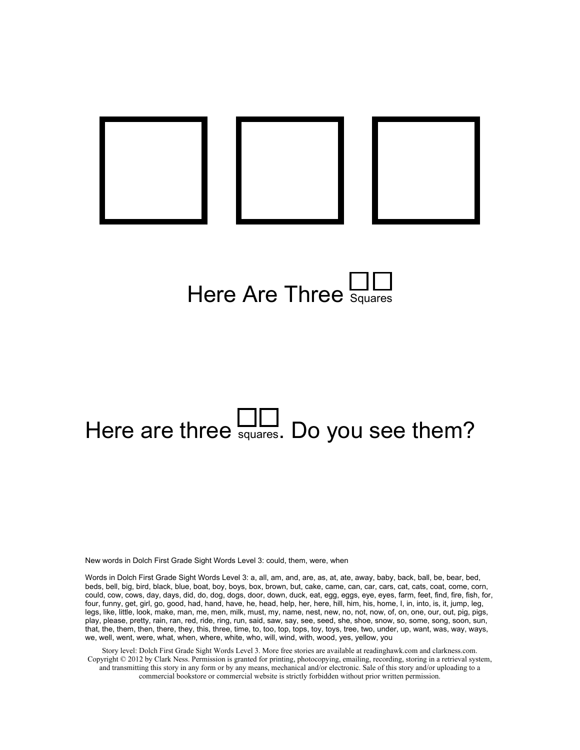# Here Are Three Squares

Here are three squares. Do you see them?

New words in Dolch First Grade Sight Words Level 3: could, them, were, when

Words in Dolch First Grade Sight Words Level 3: a, all, am, and, are, as, at, ate, away, baby, back, ball, be, bear, bed, beds, bell, big, bird, black, blue, boat, boy, boys, box, brown, but, cake, came, can, car, cars, cat, cats, coat, come, corn, could, cow, cows, day, days, did, do, dog, dogs, door, down, duck, eat, egg, eggs, eye, eyes, farm, feet, find, fire, fish, for, four, funny, get, girl, go, good, had, hand, have, he, head, help, her, here, hill, him, his, home, I, in, into, is, it, jump, leg, legs, like, little, look, make, man, me, men, milk, must, my, name, nest, new, no, not, now, of, on, one, our, out, pig, pigs, play, please, pretty, rain, ran, red, ride, ring, run, said, saw, say, see, seed, she, shoe, snow, so, some, song, soon, sun, that, the, them, then, there, they, this, three, time, to, too, top, tops, toy, toys, tree, two, under, up, want, was, way, ways, we, well, went, were, what, when, where, white, who, will, wind, with, wood, yes, yellow, you

Story level: Dolch First Grade Sight Words Level 3. More free stories are available at readinghawk.com and clarkness.com. Copyright © 2012 by Clark Ness. Permission is granted for printing, photocopying, emailing, recording, storing in a retrieval system, and transmitting this story in any form or by any means, mechanical and/or electronic. Sale of this story and/or uploading to a commercial bookstore or commercial website is strictly forbidden without prior written permission.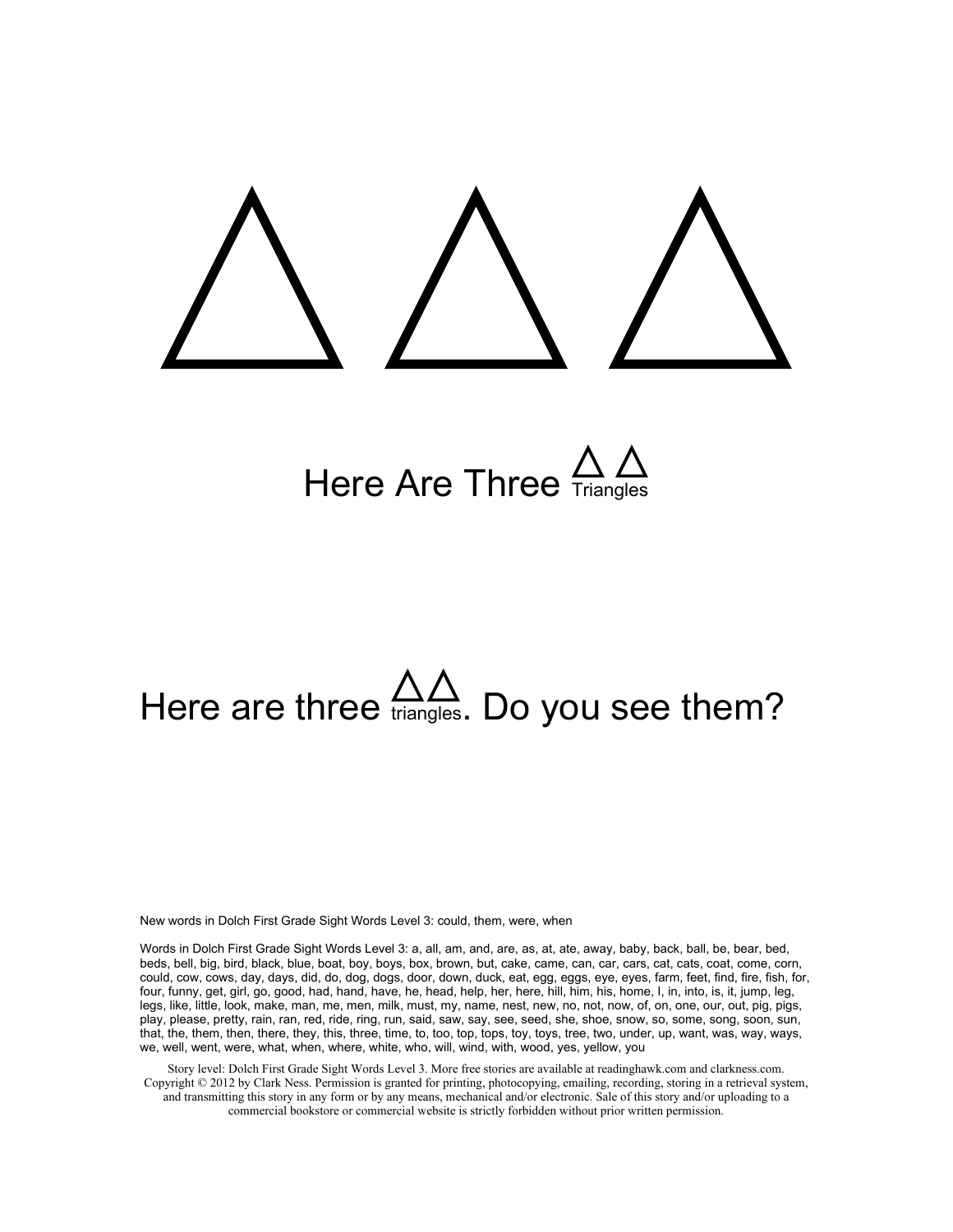△ △ △

# Here Are Three △△ Triangles

Here are three △△ triangles. Do you see them?

New words in Dolch First Grade Sight Words Level 3: could, them, were, when

Words in Dolch First Grade Sight Words Level 3: a, all, am, and, are, as, at, ate, away, baby, back, ball, be, bear, bed, beds, bell, big, bird, black, blue, boat, boy, boys, box, brown, but, cake, came, can, car, cars, cat, cats, coat, come, corn, could, cow, cows, day, days, did, do, dog, dogs, door, down, duck, eat, egg, eggs, eye, eyes, farm, feet, find, fire, fish, for, four, funny, get, girl, go, good, had, hand, have, he, head, help, her, here, hill, him, his, home, I, in, into, is, it, jump, leg, legs, like, little, look, make, man, me, men, milk, must, my, name, nest, new, no, not, now, of, on, one, our, out, pig, pigs, play, please, pretty, rain, ran, red, ride, ring, run, said, saw, say, see, seed, she, shoe, snow, so, some, song, soon, sun, that, the, them, then, there, they, this, three, time, to, too, top, tops, toy, toys, tree, two, under, up, want, was, way, ways, we, well, went, were, what, when, where, white, who, will, wind, with, wood, yes, yellow, you

Story level: Dolch First Grade Sight Words Level 3. More free stories are available at readinghawk.com and clarkness.com. Copyright © 2012 by Clark Ness. Permission is granted for printing, photocopying, emailing, recording, storing in a retrieval system, and transmitting this story in any form or by any means, mechanical and/or electronic. Sale of this story and/or uploading to a commercial bookstore or commercial website is strictly forbidden without prior written permission.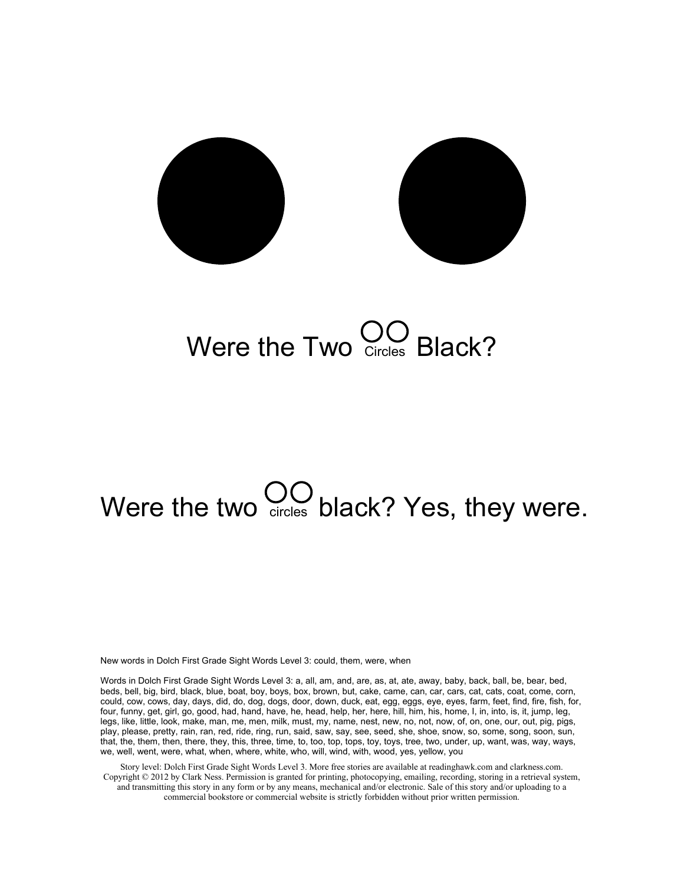Were the Two Circles Black?

Were the two circles black? Yes, they were.

New words in Dolch First Grade Sight Words Level 3: could, them, were, when

Words in Dolch First Grade Sight Words Level 3: a, all, am, and, are, as, at, ate, away, baby, back, ball, be, bear, bed, beds, bell, big, bird, black, blue, boat, boy, boys, box, brown, but, cake, came, can, car, cars, cat, cats, coat, come, corn, could, cow, cows, day, days, did, do, dog, dogs, door, down, duck, eat, egg, eggs, eye, eyes, farm, feet, find, fire, fish, for, four, funny, get, girl, go, good, had, hand, have, he, head, help, her, here, hill, him, his, home, I, in, into, is, it, jump, leg, legs, like, little, look, make, man, me, men, milk, must, my, name, nest, new, no, not, now, of, on, one, our, out, pig, pigs, play, please, pretty, rain, ran, red, ride, ring, run, said, saw, say, see, seed, she, shoe, snow, so, some, song, soon, sun, that, the, them, then, there, they, this, three, time, to, too, top, tops, toy, toys, tree, two, under, up, want, was, way, ways, we, well, went, were, what, when, where, white, who, will, wind, with, wood, yes, yellow, you

Story level: Dolch First Grade Sight Words Level 3. More free stories are available at readinghawk.com and clarkness.com. Copyright © 2012 by Clark Ness. Permission is granted for printing, photocopying, emailing, recording, storing in a retrieval system, and transmitting this story in any form or by any means, mechanical and/or electronic. Sale of this story and/or uploading to a commercial bookstore or commercial website is strictly forbidden without prior written permission.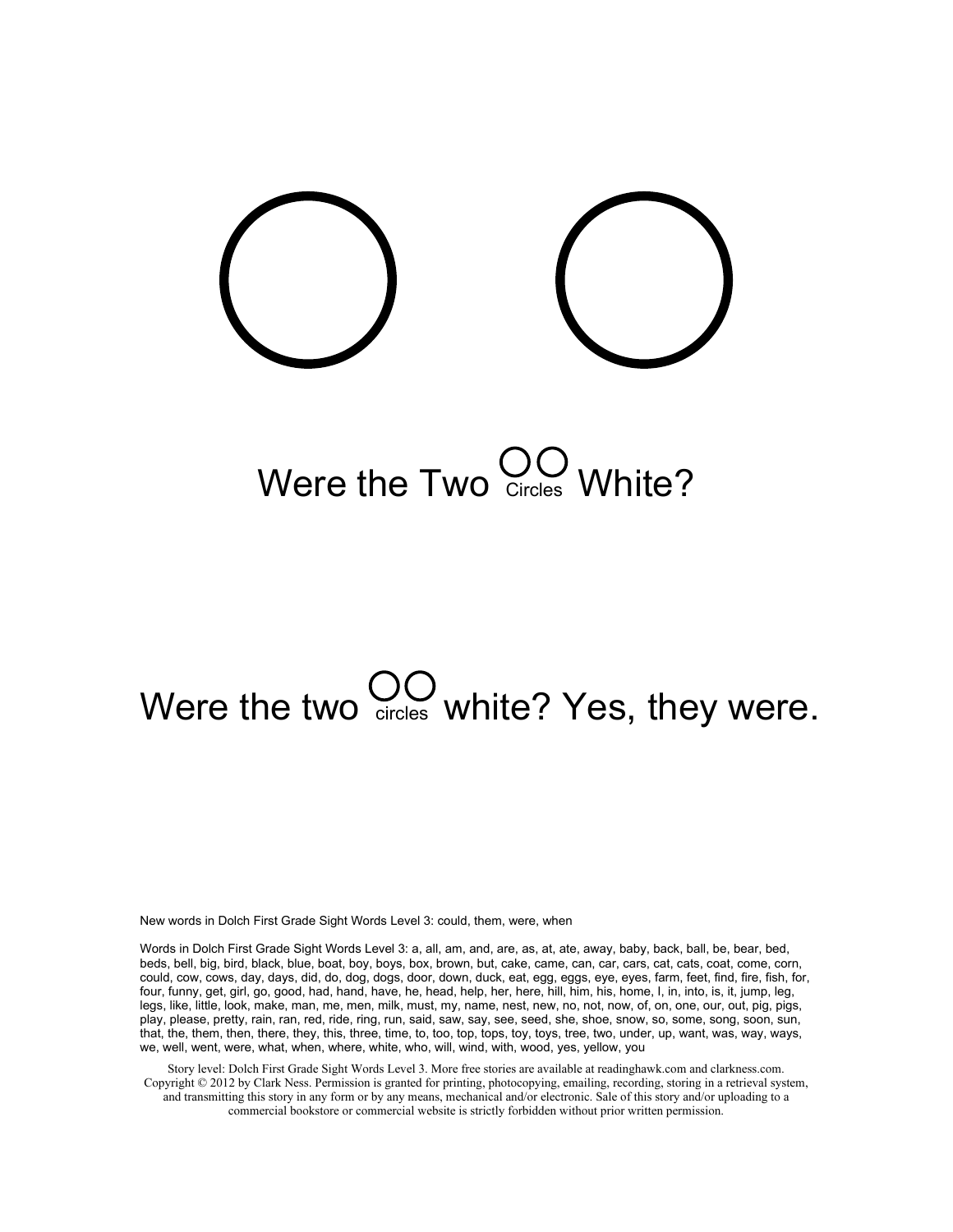# Were the Two Circles White?

Were the two circles white? Yes, they were.

New words in Dolch First Grade Sight Words Level 3: could, them, were, when

Words in Dolch First Grade Sight Words Level 3: a, all, am, and, are, as, at, ate, away, baby, back, ball, be, bear, bed, beds, bell, big, bird, black, blue, boat, boy, boys, box, brown, but, cake, came, can, car, cars, cat, cats, coat, come, corn, could, cow, cows, day, days, did, do, dog, dogs, door, down, duck, eat, egg, eggs, eye, eyes, farm, feet, find, fire, fish, for, four, funny, get, girl, go, good, had, hand, have, he, head, help, her, here, hill, him, his, home, I, in, into, is, it, jump, leg, legs, like, little, look, make, man, me, men, milk, must, my, name, nest, new, no, not, now, of, on, one, our, out, pig, pigs, play, please, pretty, rain, ran, red, ride, ring, run, said, saw, say, see, seed, she, shoe, snow, so, some, song, soon, sun, that, the, them, then, there, they, this, three, time, to, too, top, tops, toy, toys, tree, two, under, up, want, was, way, ways, we, well, went, were, what, when, where, white, who, will, wind, with, wood, yes, yellow, you

Story level: Dolch First Grade Sight Words Level 3. More free stories are available at readinghawk.com and clarkness.com. Copyright © 2012 by Clark Ness. Permission is granted for printing, photocopying, emailing, recording, storing in a retrieval system, and transmitting this story in any form or by any means, mechanical and/or electronic. Sale of this story and/or uploading to a commercial bookstore or commercial website is strictly forbidden without prior written permission.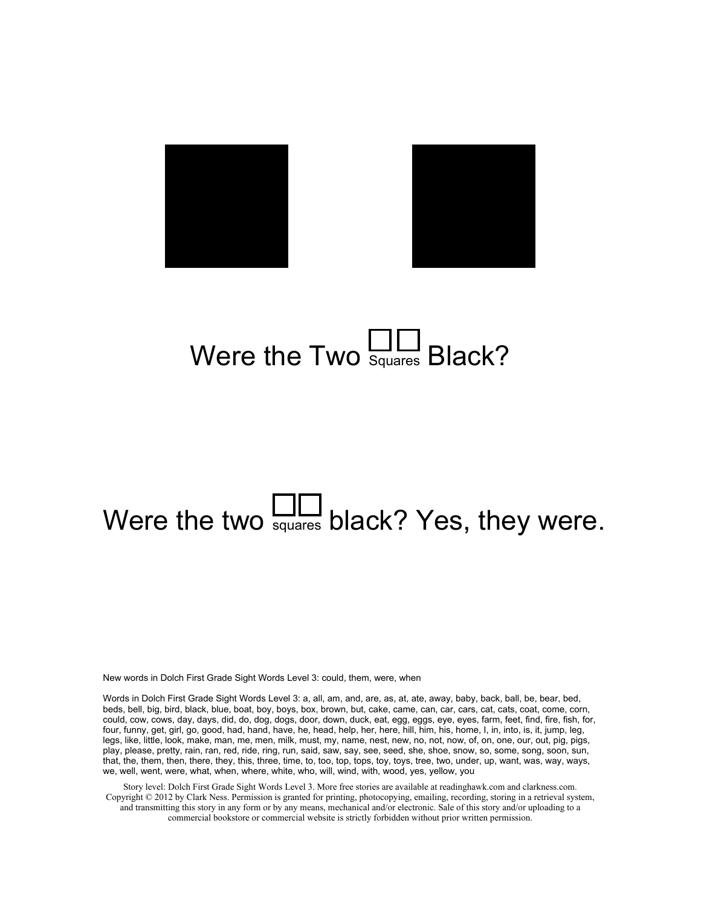# Were the Two □□ Squares Black?

Were the two □□ squares black? Yes, they were.

New words in Dolch First Grade Sight Words Level 3: could, them, were, when

Words in Dolch First Grade Sight Words Level 3: a, all, am, and, are, as, at, ate, away, baby, back, ball, be, bear, bed, beds, bell, big, bird, black, blue, boat, boy, boys, box, brown, but, cake, came, can, car, cars, cat, cats, coat, come, corn, could, cow, cows, day, days, did, do, dog, dogs, door, down, duck, eat, egg, eggs, eye, eyes, farm, feet, find, fire, fish, for, four, funny, get, girl, go, good, had, hand, have, he, head, help, her, here, hill, him, his, home, I, in, into, is, it, jump, leg, legs, like, little, look, make, man, me, men, milk, must, my, name, nest, new, no, not, now, of, on, one, our, out, pig, pigs, play, please, pretty, rain, ran, red, ride, ring, run, said, saw, say, see, seed, she, shoe, snow, so, some, song, soon, sun, that, the, them, then, there, they, this, three, time, to, too, top, tops, toy, toys, tree, two, under, up, want, was, way, ways, we, well, went, were, what, when, where, white, who, will, wind, with, wood, yes, yellow, you

Story level: Dolch First Grade Sight Words Level 3. More free stories are available at readinghawk.com and clarkness.com. Copyright © 2012 by Clark Ness. Permission is granted for printing, photocopying, emailing, recording, storing in a retrieval system, and transmitting this story in any form or by any means, mechanical and/or electronic. Sale of this story and/or uploading to a commercial bookstore or commercial website is strictly forbidden without prior written permission.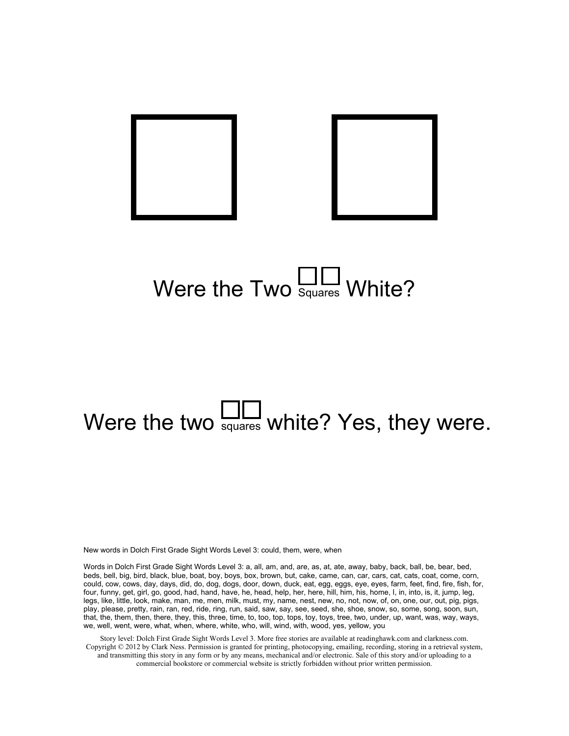Were the Two Squares White?

Were the two squares white? Yes, they were.

New words in Dolch First Grade Sight Words Level 3: could, them, were, when

Words in Dolch First Grade Sight Words Level 3: a, all, am, and, are, as, at, ate, away, baby, back, ball, be, bear, bed, beds, bell, big, bird, black, blue, boat, boy, boys, box, brown, but, cake, came, can, car, cars, cat, cats, coat, come, corn, could, cow, cows, day, days, did, do, dog, dogs, door, down, duck, eat, egg, eggs, eye, eyes, farm, feet, find, fire, fish, for, four, funny, get, girl, go, good, had, hand, have, he, head, help, her, here, hill, him, his, home, I, in, into, is, it, jump, leg, legs, like, little, look, make, man, me, men, milk, must, my, name, nest, new, no, not, now, of, on, one, our, out, pig, pigs, play, please, pretty, rain, ran, red, ride, ring, run, said, saw, say, see, seed, she, shoe, snow, so, some, song, soon, sun, that, the, them, then, there, they, this, three, time, to, too, top, tops, toy, toys, tree, two, under, up, want, was, way, ways, we, well, went, were, what, when, where, white, who, will, wind, with, wood, yes, yellow, you

Story level: Dolch First Grade Sight Words Level 3. More free stories are available at readinghawk.com and clarkness.com. Copyright © 2012 by Clark Ness. Permission is granted for printing, photocopying, emailing, recording, storing in a retrieval system, and transmitting this story in any form or by any means, mechanical and/or electronic. Sale of this story and/or uploading to a commercial bookstore or commercial website is strictly forbidden without prior written permission.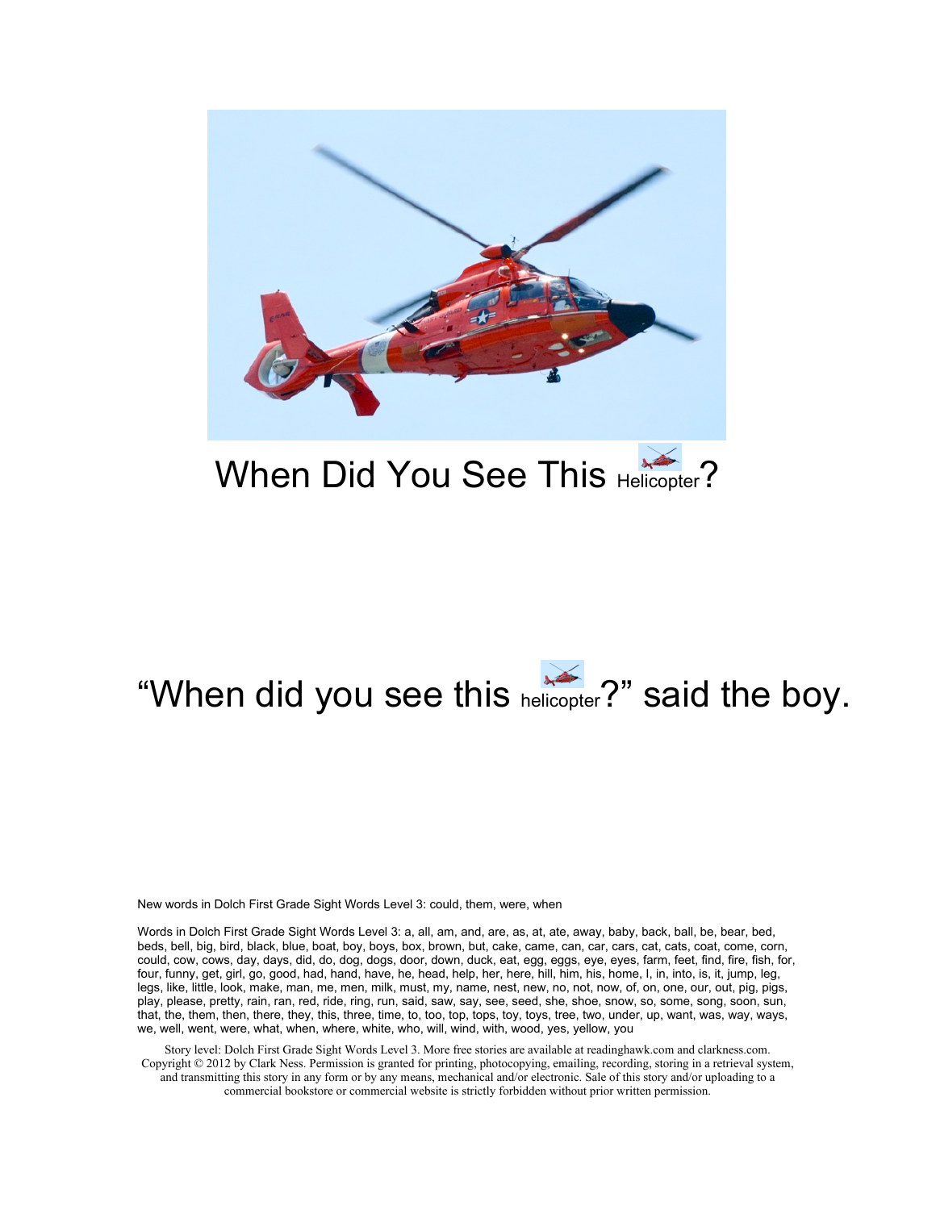When Did You See This Helicopter?

"When did you see this helicopter?" said the boy.

New words in Dolch First Grade Sight Words Level 3: could, them, were, when

Words in Dolch First Grade Sight Words Level 3: a, all, am, and, are, as, at, ate, away, baby, back, ball, be, bear, bed, beds, bell, big, bird, black, blue, boat, boy, boys, box, brown, but, cake, came, can, car, cars, cat, cats, coat, come, corn, could, cow, cows, day, days, did, do, dog, dogs, door, down, duck, eat, egg, eggs, eye, eyes, farm, feet, find, fire, fish, for, four, funny, get, girl, go, good, had, hand, have, he, head, help, her, here, hill, him, his, home, I, in, into, is, it, jump, leg, legs, like, little, look, make, man, me, men, milk, must, my, name, nest, new, no, not, now, of, on, one, our, out, pig, pigs, play, please, pretty, rain, ran, red, ride, ring, run, said, saw, say, see, seed, she, shoe, snow, so, some, song, soon, sun, that, the, them, then, there, they, this, three, time, to, too, top, tops, toy, toys, tree, two, under, up, want, was, way, ways, we, well, went, were, what, when, where, white, who, will, wind, with, wood, yes, yellow, you

Story level: Dolch First Grade Sight Words Level 3. More free stories are available at readinghawk.com and clarkness.com. Copyright © 2012 by Clark Ness. Permission is granted for printing, photocopying, emailing, recording, storing in a retrieval system, and transmitting this story in any form or by any means, mechanical and/or electronic. Sale of this story and/or uploading to a commercial bookstore or commercial website is strictly forbidden without prior written permission.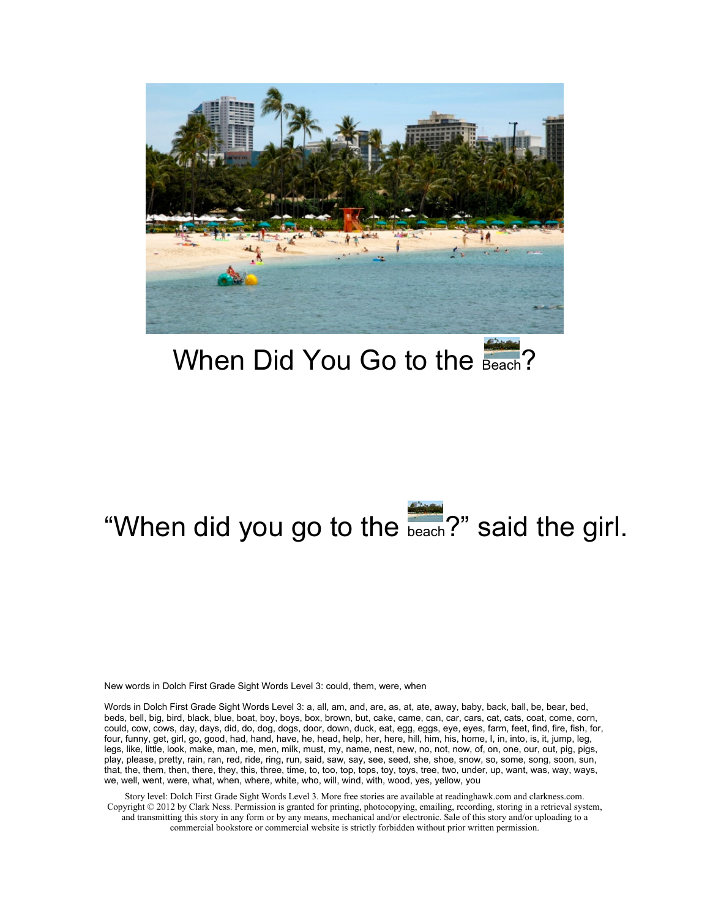# When Did You Go to the Beach?

"When did you go to the beach?" said the girl.

New words in Dolch First Grade Sight Words Level 3: could, them, were, when

Words in Dolch First Grade Sight Words Level 3: a, all, am, and, are, as, at, ate, away, baby, back, ball, be, bear, bed, beds, bell, big, bird, black, blue, boat, boy, boys, box, brown, but, cake, came, can, car, cars, cat, cats, coat, come, corn, could, cow, cows, day, days, did, do, dog, dogs, door, down, duck, eat, egg, eggs, eye, eyes, farm, feet, find, fire, fish, for, four, funny, get, girl, go, good, had, hand, have, he, head, help, her, here, hill, him, his, home, I, in, into, is, it, jump, leg, legs, like, little, look, make, man, me, men, milk, must, my, name, nest, new, no, not, now, of, on, one, our, out, pig, pigs, play, please, pretty, rain, ran, red, ride, ring, run, said, saw, say, see, seed, she, shoe, snow, so, some, song, soon, sun, that, the, them, then, there, they, this, three, time, to, too, top, tops, toy, toys, tree, two, under, up, want, was, way, ways, we, well, went, were, what, when, where, white, who, will, wind, with, wood, yes, yellow, you

Story level: Dolch First Grade Sight Words Level 3. More free stories are available at readinghawk.com and clarkness.com. Copyright © 2012 by Clark Ness. Permission is granted for printing, photocopying, emailing, recording, storing in a retrieval system, and transmitting this story in any form or by any means, mechanical and/or electronic. Sale of this story and/or uploading to a commercial bookstore or commercial website is strictly forbidden without prior written permission.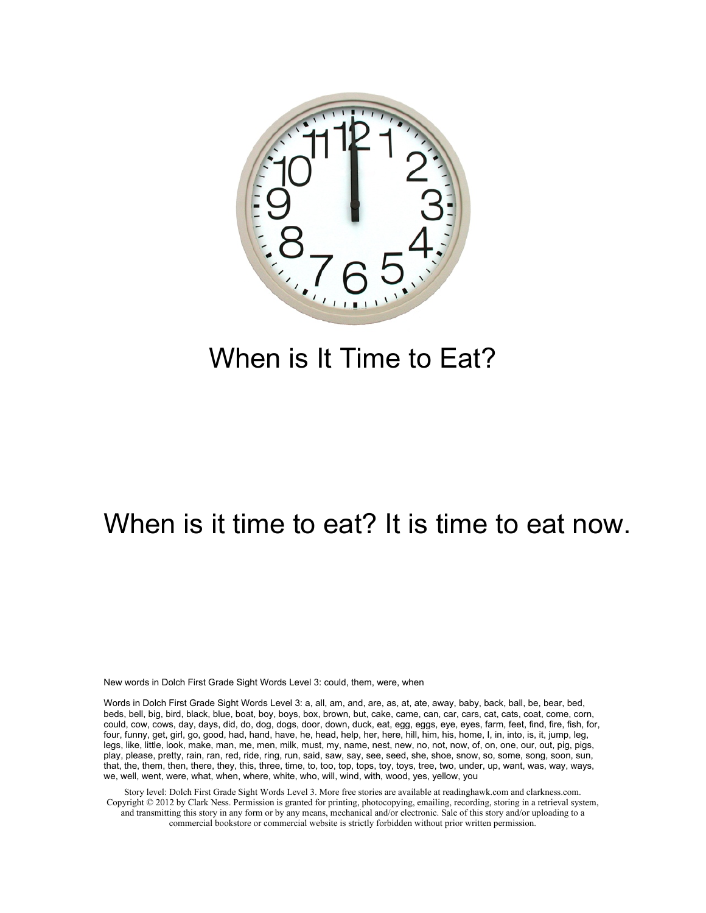# When is It Time to Eat?

When is it time to eat? It is time to eat now.

New words in Dolch First Grade Sight Words Level 3: could, them, were, when

Words in Dolch First Grade Sight Words Level 3: a, all, am, and, are, as, at, ate, away, baby, back, ball, be, bear, bed, beds, bell, big, bird, black, blue, boat, boy, boys, box, brown, but, cake, came, can, car, cars, cat, cats, coat, come, corn, could, cow, cows, day, days, did, do, dog, dogs, door, down, duck, eat, egg, eggs, eye, eyes, farm, feet, find, fire, fish, for, four, funny, get, girl, go, good, had, hand, have, he, head, help, her, here, hill, him, his, home, I, in, into, is, it, jump, leg, legs, like, little, look, make, man, me, men, milk, must, my, name, nest, new, no, not, now, of, on, one, our, out, pig, pigs, play, please, pretty, rain, ran, red, ride, ring, run, said, saw, say, see, seed, she, shoe, snow, so, some, song, soon, sun, that, the, them, then, there, they, this, three, time, to, too, top, tops, toy, toys, tree, two, under, up, want, was, way, ways, we, well, went, were, what, when, where, white, who, will, wind, with, wood, yes, yellow, you

Story level: Dolch First Grade Sight Words Level 3. More free stories are available at readinghawk.com and clarkness.com. Copyright © 2012 by Clark Ness. Permission is granted for printing, photocopying, emailing, recording, storing in a retrieval system, and transmitting this story in any form or by any means, mechanical and/or electronic. Sale of this story and/or uploading to a commercial bookstore or commercial website is strictly forbidden without prior written permission.